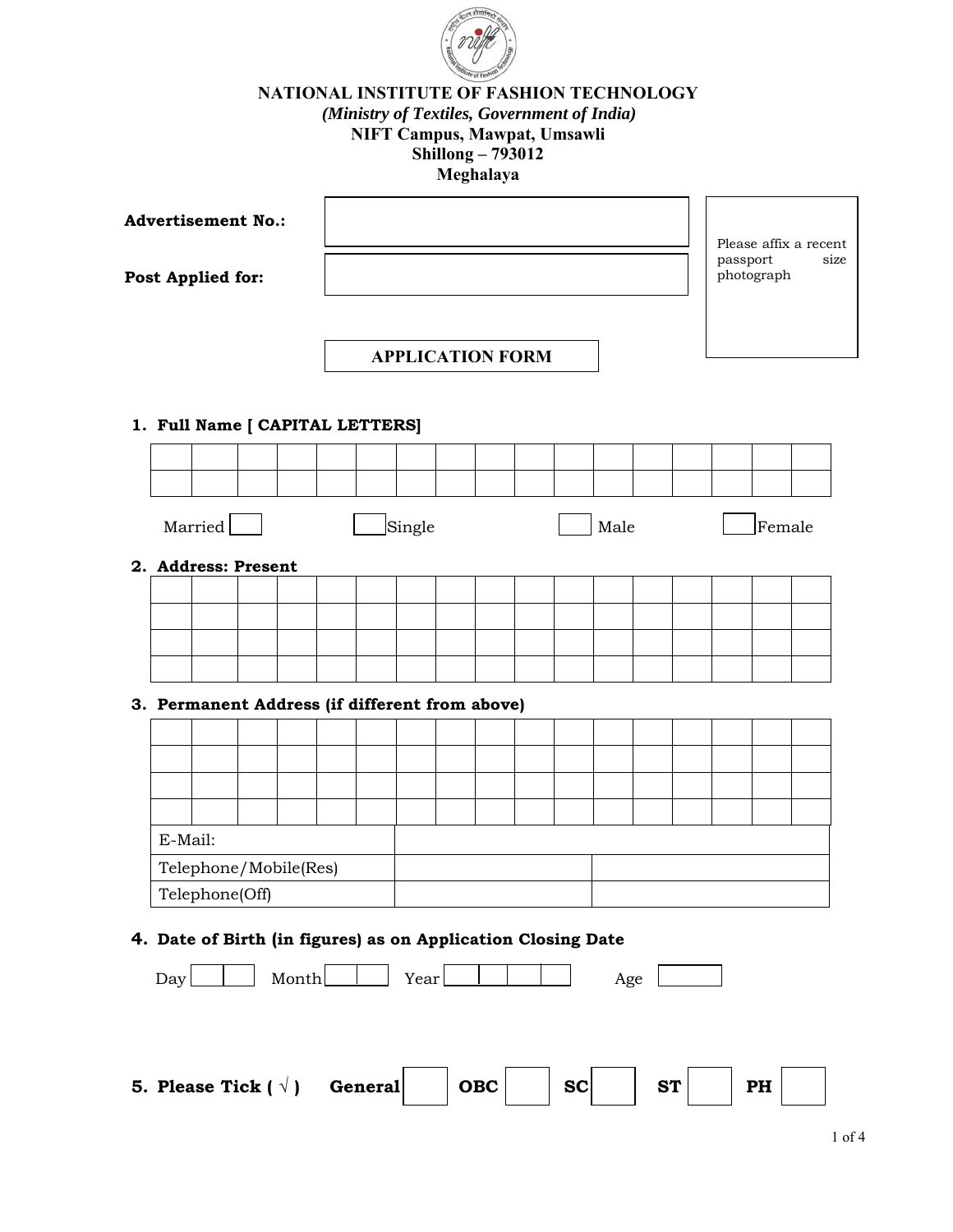# NATIONAL INSTITUTE OF FASHION TECHNOLOGY

*(Ministry of Textiles, Government of India)*

**NIFT Campus, Mawpat, Umsawli**
**Shillong – 793012**
**Meghalaya**

| | |
|---|---|
| **Advertisement No.:** | |
| **Post Applied for:** | |

Please affix a recent passport size photograph

## APPLICATION FORM

**1. Full Name [ CAPITAL LETTERS]**

| | | | | | | | | | | | | | | | | |
|---|---|---|---|---|---|---|---|---|---|---|---|---|---|---|---|---|
| | | | | | | | | | | | | | | | | |
| | | | | | | | | | | | | | | | | |

Married ☐ ☐ Single ☐ Male ☐ Female

**2. Address: Present**

| | | | | | | | | | | | | | | | | |
|---|---|---|---|---|---|---|---|---|---|---|---|---|---|---|---|---|
| | | | | | | | | | | | | | | | | |
| | | | | | | | | | | | | | | | | |
| | | | | | | | | | | | | | | | | |
| | | | | | | | | | | | | | | | | |

**3. Permanent Address (if different from above)**

| | | | | | | | | | | | | | | | | |
|---|---|---|---|---|---|---|---|---|---|---|---|---|---|---|---|---|
| | | | | | | | | | | | | | | | | |
| | | | | | | | | | | | | | | | | |
| | | | | | | | | | | | | | | | | |
| | | | | | | | | | | | | | | | | |

| | | |
|---|---|---|
| E-Mail: | | |
| Telephone/Mobile(Res) | | |
| Telephone(Off) | | |

**4. Date of Birth (in figures) as on Application Closing Date**

Day ☐☐ Month ☐☐ Year ☐☐☐☐ Age ☐

**5. Please Tick ( √ )** **General** ☐ **OBC** ☐ **SC** ☐ **ST** ☐ **PH** ☐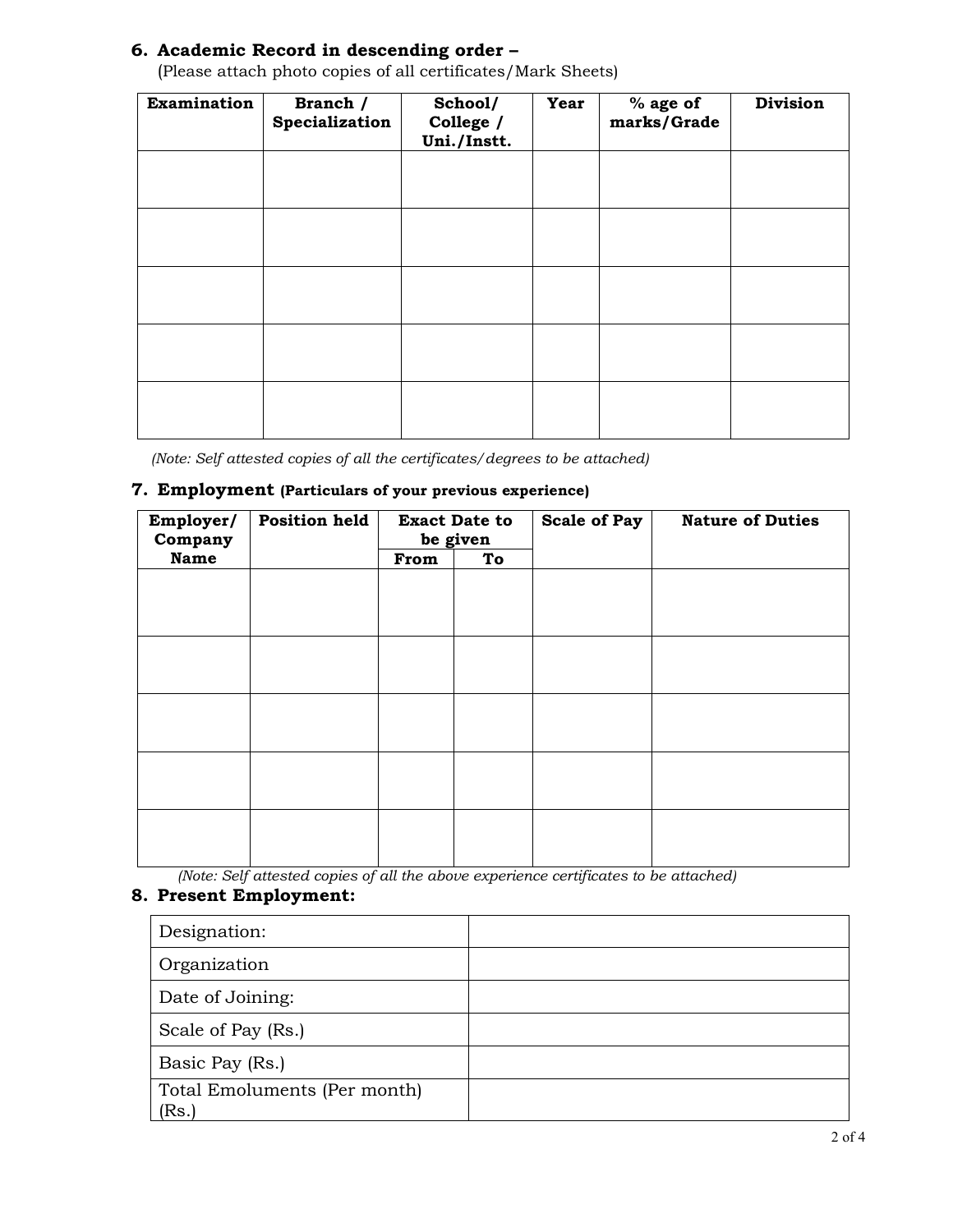### 6. Academic Record in descending order –

(Please attach photo copies of all certificates/Mark Sheets)

| Examination | Branch / Specialization | School/ College / Uni./Instt. | Year | % age of marks/Grade | Division |
|---|---|---|---|---|---|
| | | | | | |
| | | | | | |
| | | | | | |
| | | | | | |
| | | | | | |

*(Note: Self attested copies of all the certificates/degrees to be attached)*

### 7. Employment **(Particulars of your previous experience)**

| Employer/ Company Name | Position held | Exact Date to be given | | Scale of Pay | Nature of Duties |
|---|---|---|---|---|---|
| | | From | To | | |
| | | | | | |
| | | | | | |
| | | | | | |
| | | | | | |
| | | | | | |

*(Note: Self attested copies of all the above experience certificates to be attached)*

### 8. Present Employment:

| | |
|---|---|
| Designation: | |
| Organization | |
| Date of Joining: | |
| Scale of Pay (Rs.) | |
| Basic Pay (Rs.) | |
| Total Emoluments (Per month) (Rs.) | |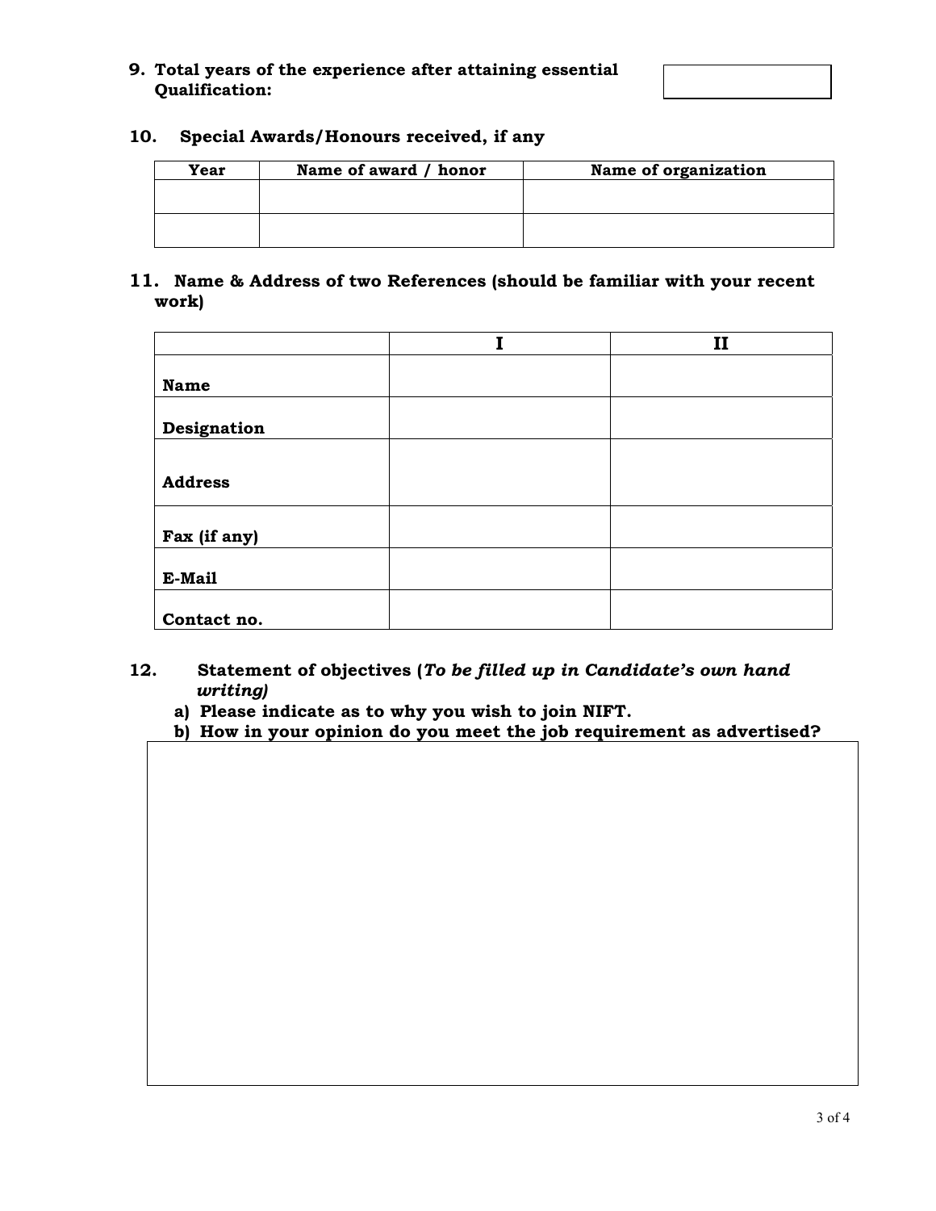**9. Total years of the experience after attaining essential Qualification:**

| |
|---|
| |

**10. Special Awards/Honours received, if any**

| Year | Name of award / honor | Name of organization |
|---|---|---|
| | | |
| | | |

**11. Name & Address of two References (should be familiar with your recent work)**

| | I | II |
|---|---|---|
| **Name** | | |
| **Designation** | | |
| **Address** | | |
| **Fax (if any)** | | |
| **E-Mail** | | |
| **Contact no.** | | |

**12. Statement of objectives (*To be filled up in Candidate's own hand writing)***

**a) Please indicate as to why you wish to join NIFT.**

**b) How in your opinion do you meet the job requirement as advertised?**

| |
|---|
| |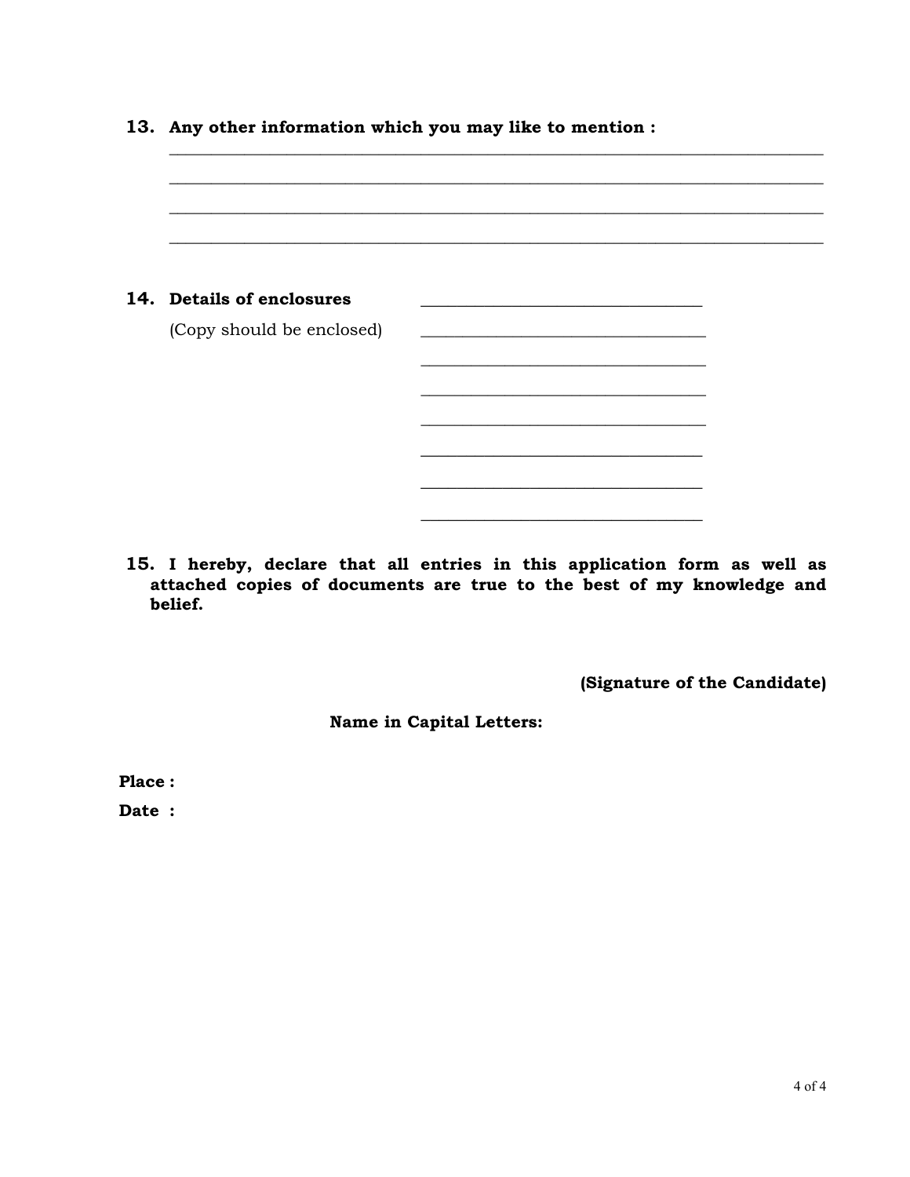**13. Any other information which you may like to mention :**

______________________________________________________________________________

______________________________________________________________________________

______________________________________________________________________________

______________________________________________________________________________

**14. Details of enclosures** ________________________________

(Copy should be enclosed) ________________________________

________________________________

________________________________

________________________________

________________________________

________________________________

________________________________

**15. I hereby, declare that all entries in this application form as well as attached copies of documents are true to the best of my knowledge and belief.**

**(Signature of the Candidate)**

**Name in Capital Letters:**

**Place :**

**Date :**